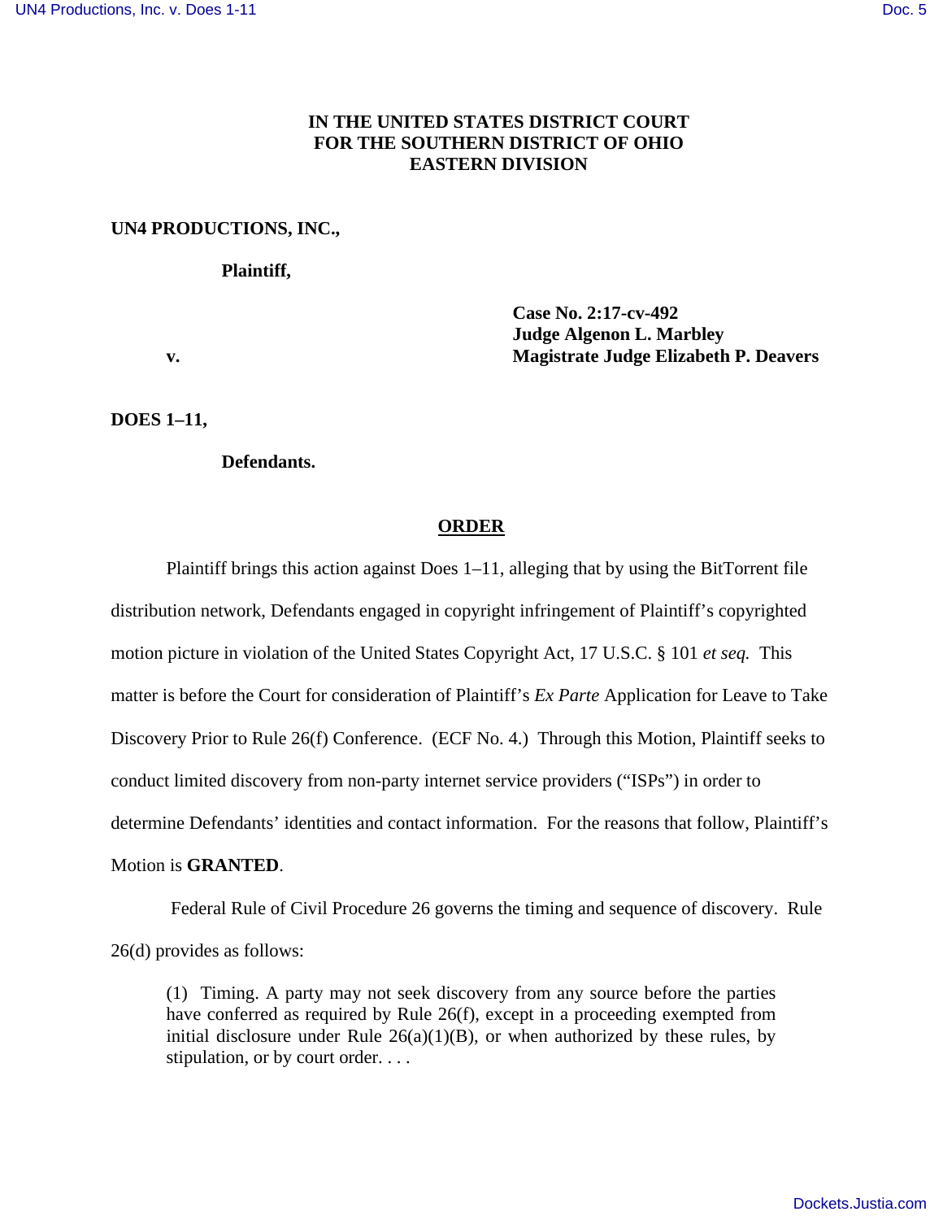**IN THE UNITED STATES DISTRICT COURT**
**FOR THE SOUTHERN DISTRICT OF OHIO**
**EASTERN DIVISION**

**UN4 PRODUCTIONS, INC.,**

**Plaintiff,**

**v.**

**Case No. 2:17-cv-492**
**Judge Algenon L. Marbley**
**Magistrate Judge Elizabeth P. Deavers**

**DOES 1–11,**

**Defendants.**

## ORDER

Plaintiff brings this action against Does 1–11, alleging that by using the BitTorrent file distribution network, Defendants engaged in copyright infringement of Plaintiff's copyrighted motion picture in violation of the United States Copyright Act, 17 U.S.C. § 101 *et seq.* This matter is before the Court for consideration of Plaintiff's *Ex Parte* Application for Leave to Take Discovery Prior to Rule 26(f) Conference. (ECF No. 4.) Through this Motion, Plaintiff seeks to conduct limited discovery from non-party internet service providers ("ISPs") in order to determine Defendants' identities and contact information. For the reasons that follow, Plaintiff's Motion is **GRANTED**.

Federal Rule of Civil Procedure 26 governs the timing and sequence of discovery. Rule 26(d) provides as follows:

> (1) Timing. A party may not seek discovery from any source before the parties have conferred as required by Rule 26(f), except in a proceeding exempted from initial disclosure under Rule 26(a)(1)(B), or when authorized by these rules, by stipulation, or by court order. . . .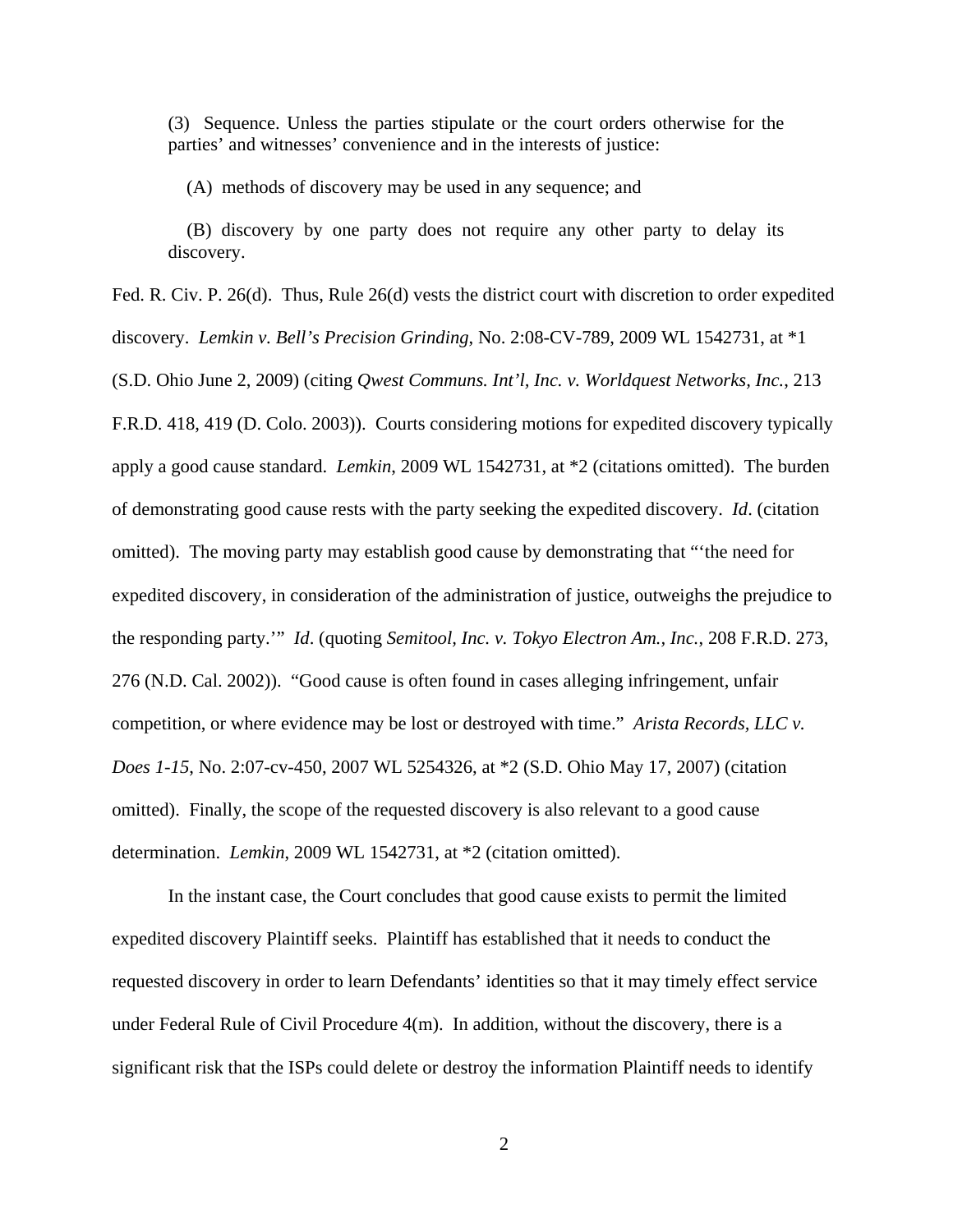(3) Sequence. Unless the parties stipulate or the court orders otherwise for the parties' and witnesses' convenience and in the interests of justice:

(A) methods of discovery may be used in any sequence; and

(B) discovery by one party does not require any other party to delay its discovery.

Fed. R. Civ. P. 26(d). Thus, Rule 26(d) vests the district court with discretion to order expedited discovery. *Lemkin v. Bell's Precision Grinding*, No. 2:08-CV-789, 2009 WL 1542731, at *1 (S.D. Ohio June 2, 2009) (citing *Qwest Communs. Int'l, Inc. v. Worldquest Networks, Inc.*, 213 F.R.D. 418, 419 (D. Colo. 2003)). Courts considering motions for expedited discovery typically apply a good cause standard. *Lemkin*, 2009 WL 1542731, at *2 (citations omitted). The burden of demonstrating good cause rests with the party seeking the expedited discovery. *Id*. (citation omitted). The moving party may establish good cause by demonstrating that "'the need for expedited discovery, in consideration of the administration of justice, outweighs the prejudice to the responding party.'" *Id*. (quoting *Semitool, Inc. v. Tokyo Electron Am., Inc.*, 208 F.R.D. 273, 276 (N.D. Cal. 2002)). "Good cause is often found in cases alleging infringement, unfair competition, or where evidence may be lost or destroyed with time." *Arista Records, LLC v. Does 1-15*, No. 2:07-cv-450, 2007 WL 5254326, at *2 (S.D. Ohio May 17, 2007) (citation omitted). Finally, the scope of the requested discovery is also relevant to a good cause determination. *Lemkin*, 2009 WL 1542731, at *2 (citation omitted).

In the instant case, the Court concludes that good cause exists to permit the limited expedited discovery Plaintiff seeks. Plaintiff has established that it needs to conduct the requested discovery in order to learn Defendants' identities so that it may timely effect service under Federal Rule of Civil Procedure 4(m). In addition, without the discovery, there is a significant risk that the ISPs could delete or destroy the information Plaintiff needs to identify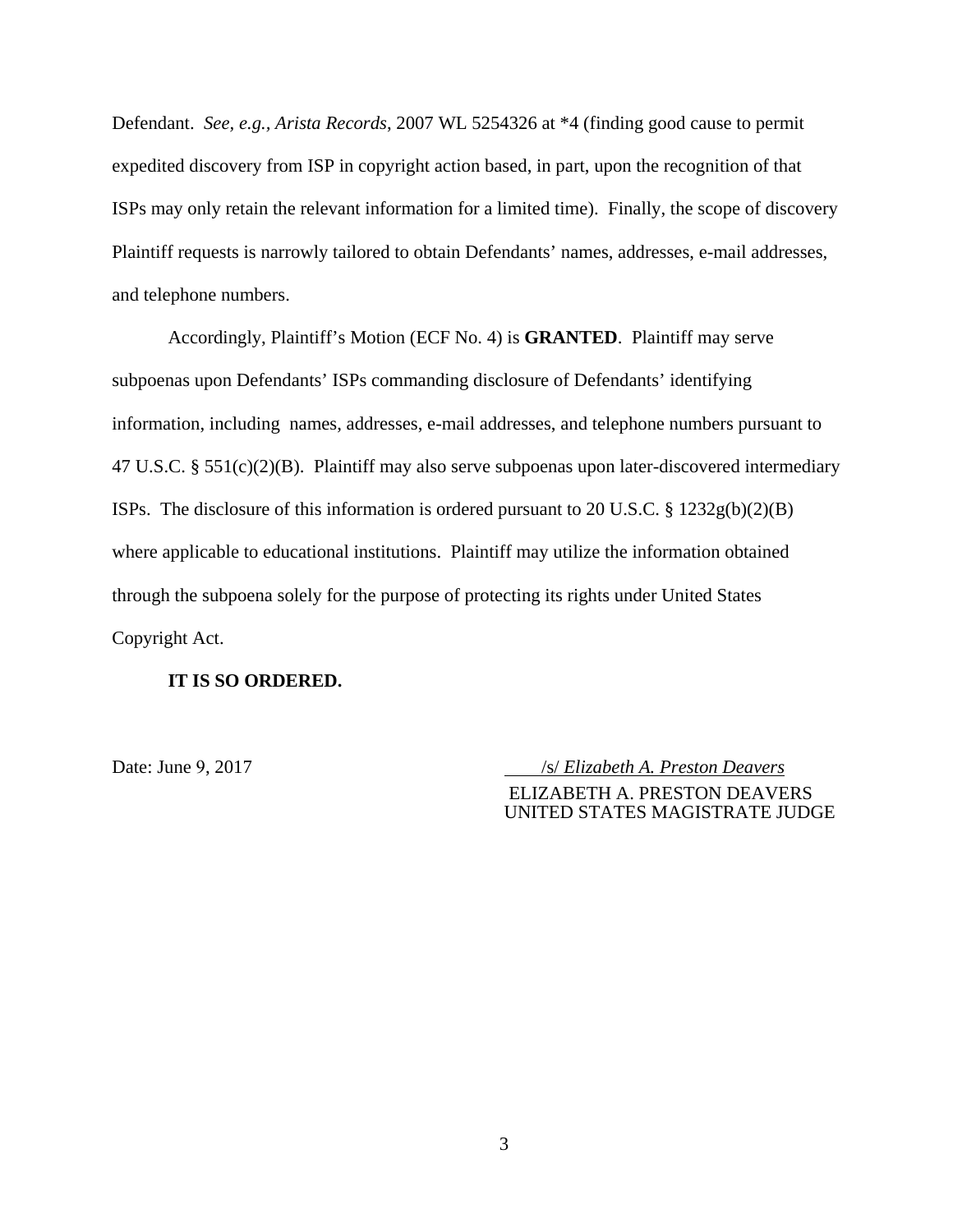Defendant. *See*, *e.g.*, *Arista Records*, 2007 WL 5254326 at *4 (finding good cause to permit expedited discovery from ISP in copyright action based, in part, upon the recognition of that ISPs may only retain the relevant information for a limited time). Finally, the scope of discovery Plaintiff requests is narrowly tailored to obtain Defendants' names, addresses, e-mail addresses, and telephone numbers.

Accordingly, Plaintiff's Motion (ECF No. 4) is **GRANTED**. Plaintiff may serve subpoenas upon Defendants' ISPs commanding disclosure of Defendants' identifying information, including names, addresses, e-mail addresses, and telephone numbers pursuant to 47 U.S.C. § 551(c)(2)(B). Plaintiff may also serve subpoenas upon later-discovered intermediary ISPs. The disclosure of this information is ordered pursuant to 20 U.S.C. § 1232g(b)(2)(B) where applicable to educational institutions. Plaintiff may utilize the information obtained through the subpoena solely for the purpose of protecting its rights under United States Copyright Act.

**IT IS SO ORDERED.**

Date: June 9, 2017

/s/ *Elizabeth A. Preston Deavers*
ELIZABETH A. PRESTON DEAVERS
UNITED STATES MAGISTRATE JUDGE